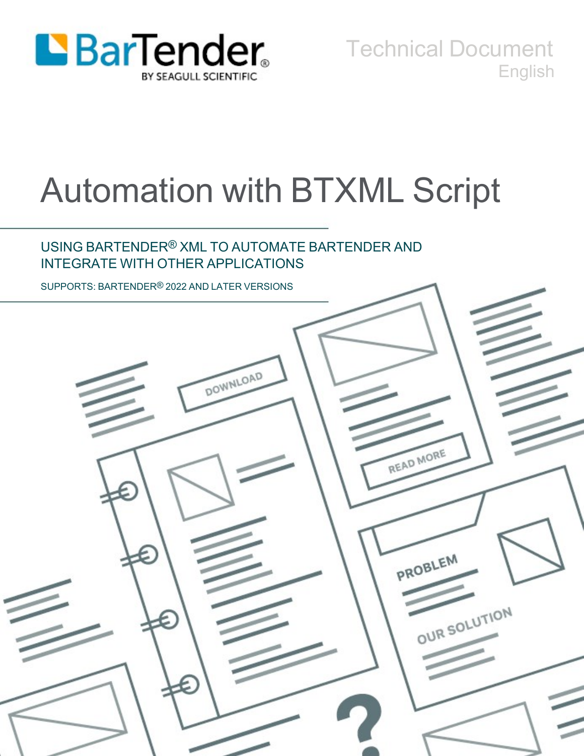BarTender® BY SEAGULL SCIENTIFIC

Technical Document
English

# Automation with BTXML Script

USING BARTENDER® XML TO AUTOMATE BARTENDER AND INTEGRATE WITH OTHER APPLICATIONS

SUPPORTS: BARTENDER® 2022 AND LATER VERSIONS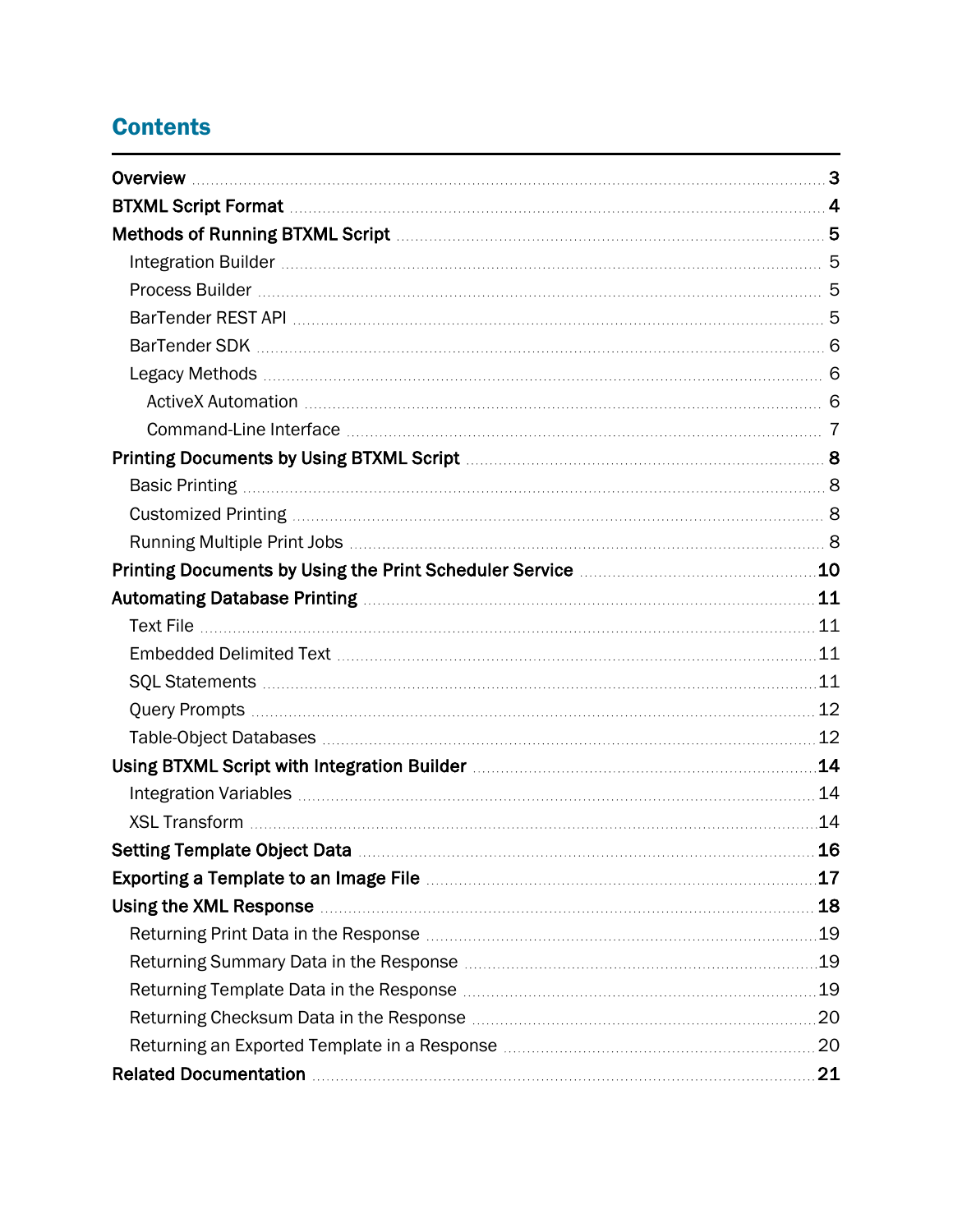# Contents

- **Overview** ..... **3**
- **BTXML Script Format** ..... **4**
- **Methods of Running BTXML Script** ..... **5**
  - Integration Builder ..... 5
  - Process Builder ..... 5
  - BarTender REST API ..... 5
  - BarTender SDK ..... 6
  - Legacy Methods ..... 6
    - ActiveX Automation ..... 6
    - Command-Line Interface ..... 7
- **Printing Documents by Using BTXML Script** ..... **8**
  - Basic Printing ..... 8
  - Customized Printing ..... 8
  - Running Multiple Print Jobs ..... 8
- **Printing Documents by Using the Print Scheduler Service** ..... **10**
- **Automating Database Printing** ..... **11**
  - Text File ..... 11
  - Embedded Delimited Text ..... 11
  - SQL Statements ..... 11
  - Query Prompts ..... 12
  - Table-Object Databases ..... 12
- **Using BTXML Script with Integration Builder** ..... **14**
  - Integration Variables ..... 14
  - XSL Transform ..... 14
- **Setting Template Object Data** ..... **16**
- **Exporting a Template to an Image File** ..... **17**
- **Using the XML Response** ..... **18**
  - Returning Print Data in the Response ..... 19
  - Returning Summary Data in the Response ..... 19
  - Returning Template Data in the Response ..... 19
  - Returning Checksum Data in the Response ..... 20
  - Returning an Exported Template in a Response ..... 20
- **Related Documentation** ..... **21**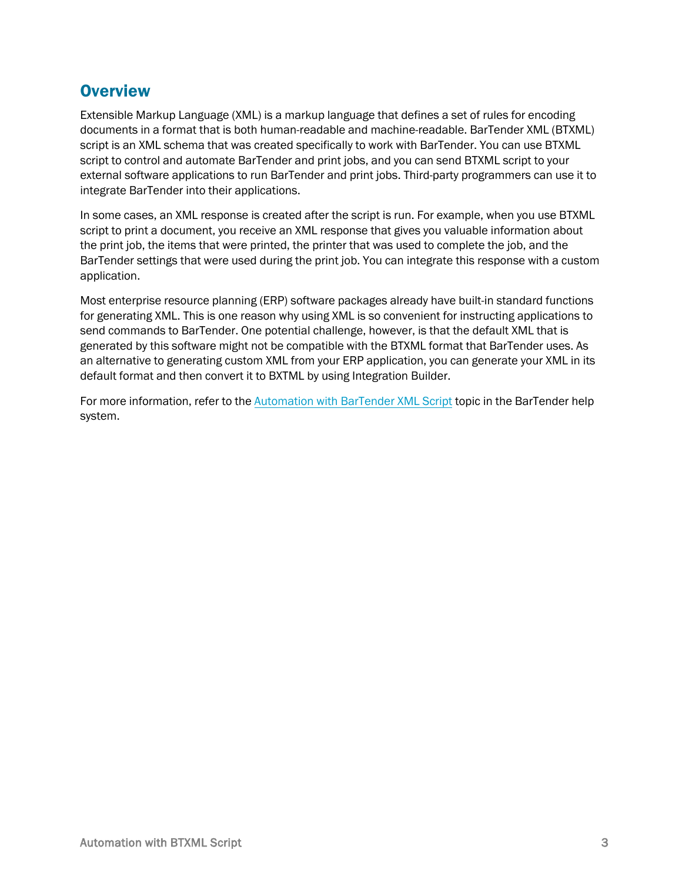## Overview

Extensible Markup Language (XML) is a markup language that defines a set of rules for encoding documents in a format that is both human-readable and machine-readable. BarTender XML (BTXML) script is an XML schema that was created specifically to work with BarTender. You can use BTXML script to control and automate BarTender and print jobs, and you can send BTXML script to your external software applications to run BarTender and print jobs. Third-party programmers can use it to integrate BarTender into their applications.

In some cases, an XML response is created after the script is run. For example, when you use BTXML script to print a document, you receive an XML response that gives you valuable information about the print job, the items that were printed, the printer that was used to complete the job, and the BarTender settings that were used during the print job. You can integrate this response with a custom application.

Most enterprise resource planning (ERP) software packages already have built-in standard functions for generating XML. This is one reason why using XML is so convenient for instructing applications to send commands to BarTender. One potential challenge, however, is that the default XML that is generated by this software might not be compatible with the BTXML format that BarTender uses. As an alternative to generating custom XML from your ERP application, you can generate your XML in its default format and then convert it to BXTML by using Integration Builder.

For more information, refer to the Automation with BarTender XML Script topic in the BarTender help system.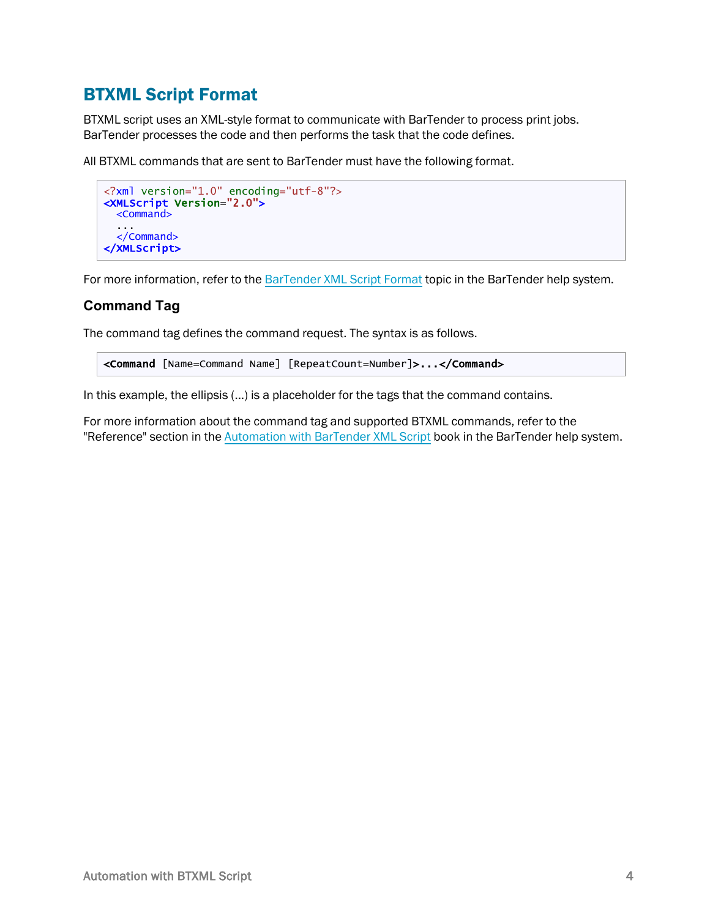## BTXML Script Format

BTXML script uses an XML-style format to communicate with BarTender to process print jobs. BarTender processes the code and then performs the task that the code defines.

All BTXML commands that are sent to BarTender must have the following format.

```
<?xml version="1.0" encoding="utf-8"?>
<XMLScript Version="2.0">
  <Command>
  ...
  </Command>
</XMLScript>
```

For more information, refer to the BarTender XML Script Format topic in the BarTender help system.

### Command Tag

The command tag defines the command request. The syntax is as follows.

```
<Command [Name=Command Name] [RepeatCount=Number]>...</Command>
```

In this example, the ellipsis (...) is a placeholder for the tags that the command contains.

For more information about the command tag and supported BTXML commands, refer to the "Reference" section in the Automation with BarTender XML Script book in the BarTender help system.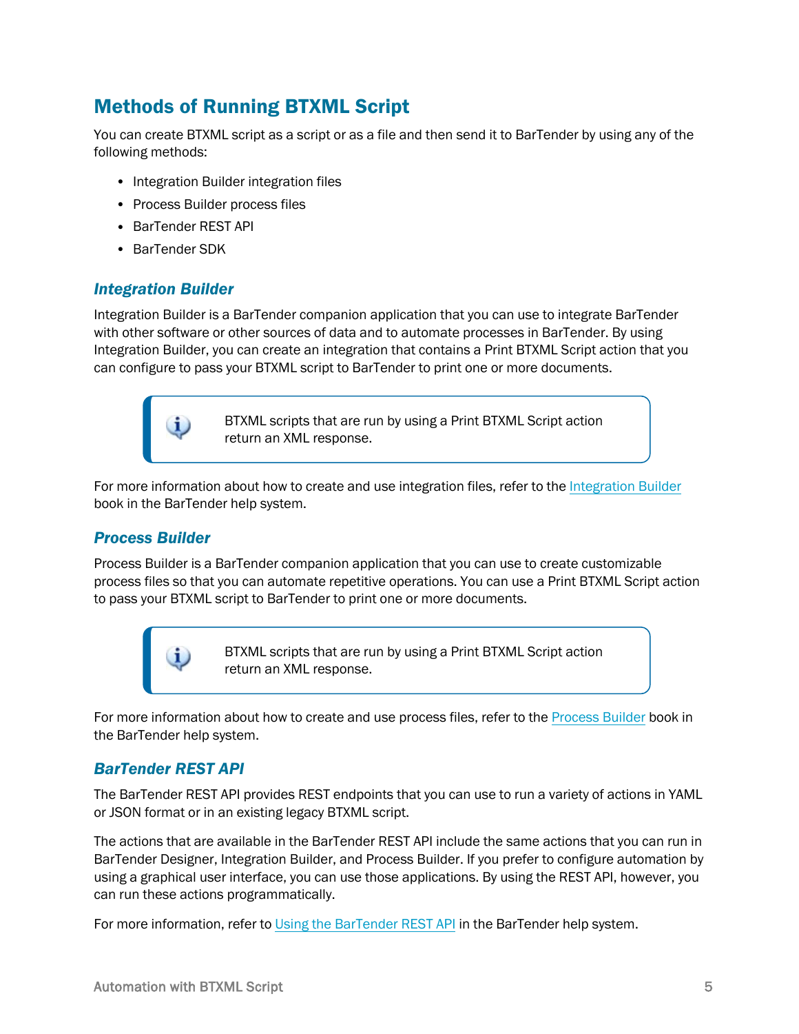## Methods of Running BTXML Script

You can create BTXML script as a script or as a file and then send it to BarTender by using any of the following methods:

- Integration Builder integration files
- Process Builder process files
- BarTender REST API
- BarTender SDK

### *Integration Builder*

Integration Builder is a BarTender companion application that you can use to integrate BarTender with other software or other sources of data and to automate processes in BarTender. By using Integration Builder, you can create an integration that contains a Print BTXML Script action that you can configure to pass your BTXML script to BarTender to print one or more documents.

> BTXML scripts that are run by using a Print BTXML Script action return an XML response.

For more information about how to create and use integration files, refer to the Integration Builder book in the BarTender help system.

### *Process Builder*

Process Builder is a BarTender companion application that you can use to create customizable process files so that you can automate repetitive operations. You can use a Print BTXML Script action to pass your BTXML script to BarTender to print one or more documents.

> BTXML scripts that are run by using a Print BTXML Script action return an XML response.

For more information about how to create and use process files, refer to the Process Builder book in the BarTender help system.

### *BarTender REST API*

The BarTender REST API provides REST endpoints that you can use to run a variety of actions in YAML or JSON format or in an existing legacy BTXML script.

The actions that are available in the BarTender REST API include the same actions that you can run in BarTender Designer, Integration Builder, and Process Builder. If you prefer to configure automation by using a graphical user interface, you can use those applications. By using the REST API, however, you can run these actions programmatically.

For more information, refer to Using the BarTender REST API in the BarTender help system.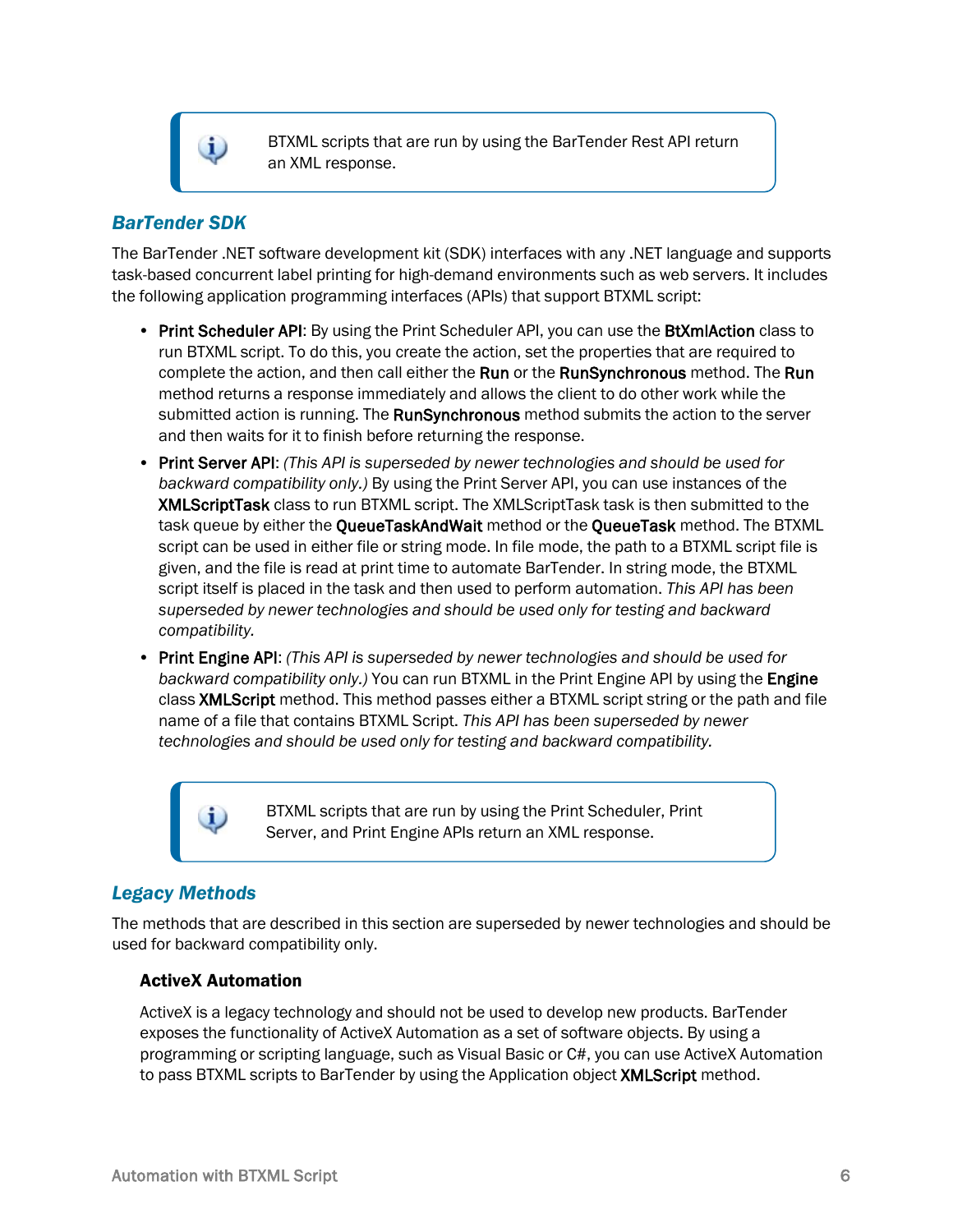> BTXML scripts that are run by using the BarTender Rest API return an XML response.

## *BarTender SDK*

The BarTender .NET software development kit (SDK) interfaces with any .NET language and supports task-based concurrent label printing for high-demand environments such as web servers. It includes the following application programming interfaces (APIs) that support BTXML script:

- **Print Scheduler API**: By using the Print Scheduler API, you can use the **BtXmlAction** class to run BTXML script. To do this, you create the action, set the properties that are required to complete the action, and then call either the **Run** or the **RunSynchronous** method. The **Run** method returns a response immediately and allows the client to do other work while the submitted action is running. The **RunSynchronous** method submits the action to the server and then waits for it to finish before returning the response.
- **Print Server API**: *(This API is superseded by newer technologies and should be used for backward compatibility only.)* By using the Print Server API, you can use instances of the **XMLScriptTask** class to run BTXML script. The XMLScriptTask task is then submitted to the task queue by either the **QueueTaskAndWait** method or the **QueueTask** method. The BTXML script can be used in either file or string mode. In file mode, the path to a BTXML script file is given, and the file is read at print time to automate BarTender. In string mode, the BTXML script itself is placed in the task and then used to perform automation. *This API has been superseded by newer technologies and should be used only for testing and backward compatibility.*
- **Print Engine API**: *(This API is superseded by newer technologies and should be used for backward compatibility only.)* You can run BTXML in the Print Engine API by using the **Engine** class **XMLScript** method. This method passes either a BTXML script string or the path and file name of a file that contains BTXML Script. *This API has been superseded by newer technologies and should be used only for testing and backward compatibility.*

> BTXML scripts that are run by using the Print Scheduler, Print Server, and Print Engine APIs return an XML response.

## *Legacy Methods*

The methods that are described in this section are superseded by newer technologies and should be used for backward compatibility only.

### ActiveX Automation

ActiveX is a legacy technology and should not be used to develop new products. BarTender exposes the functionality of ActiveX Automation as a set of software objects. By using a programming or scripting language, such as Visual Basic or C#, you can use ActiveX Automation to pass BTXML scripts to BarTender by using the Application object **XMLScript** method.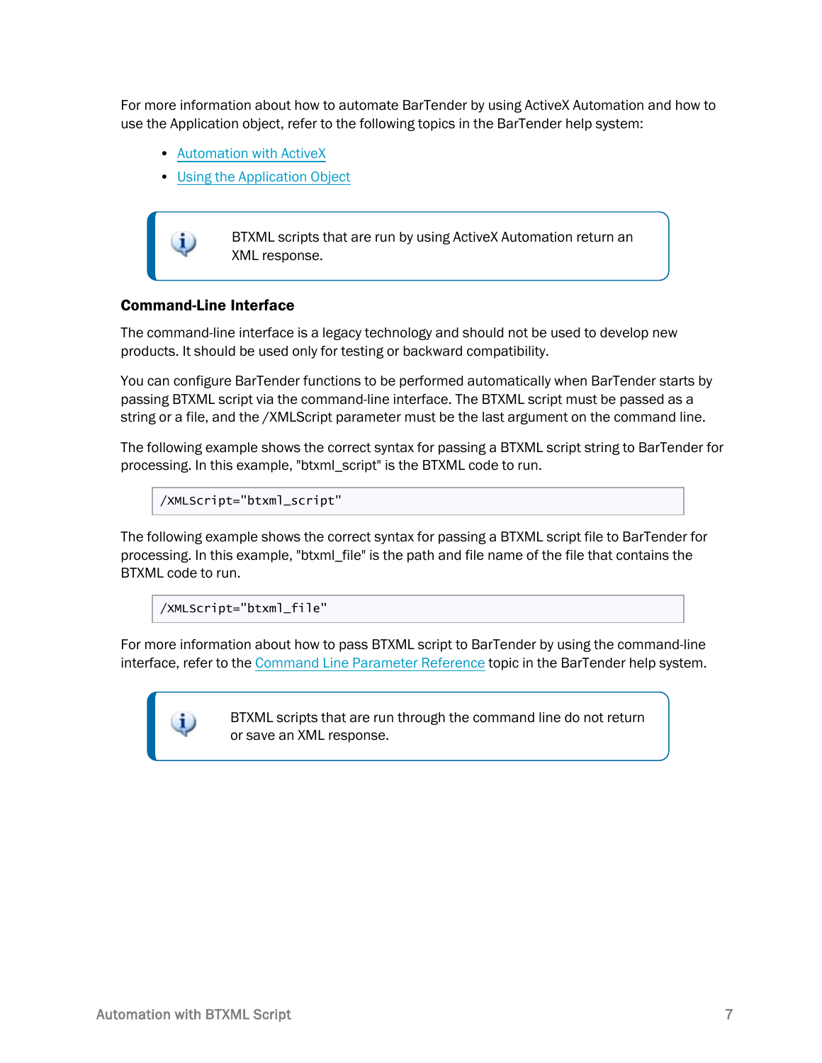For more information about how to automate BarTender by using ActiveX Automation and how to use the Application object, refer to the following topics in the BarTender help system:

- Automation with ActiveX
- Using the Application Object

> BTXML scripts that are run by using ActiveX Automation return an XML response.

### Command-Line Interface

The command-line interface is a legacy technology and should not be used to develop new products. It should be used only for testing or backward compatibility.

You can configure BarTender functions to be performed automatically when BarTender starts by passing BTXML script via the command-line interface. The BTXML script must be passed as a string or a file, and the /XMLScript parameter must be the last argument on the command line.

The following example shows the correct syntax for passing a BTXML script string to BarTender for processing. In this example, "btxml_script" is the BTXML code to run.

```
/XMLScript="btxml_script"
```

The following example shows the correct syntax for passing a BTXML script file to BarTender for processing. In this example, "btxml_file" is the path and file name of the file that contains the BTXML code to run.

```
/XMLScript="btxml_file"
```

For more information about how to pass BTXML script to BarTender by using the command-line interface, refer to the Command Line Parameter Reference topic in the BarTender help system.

> BTXML scripts that are run through the command line do not return or save an XML response.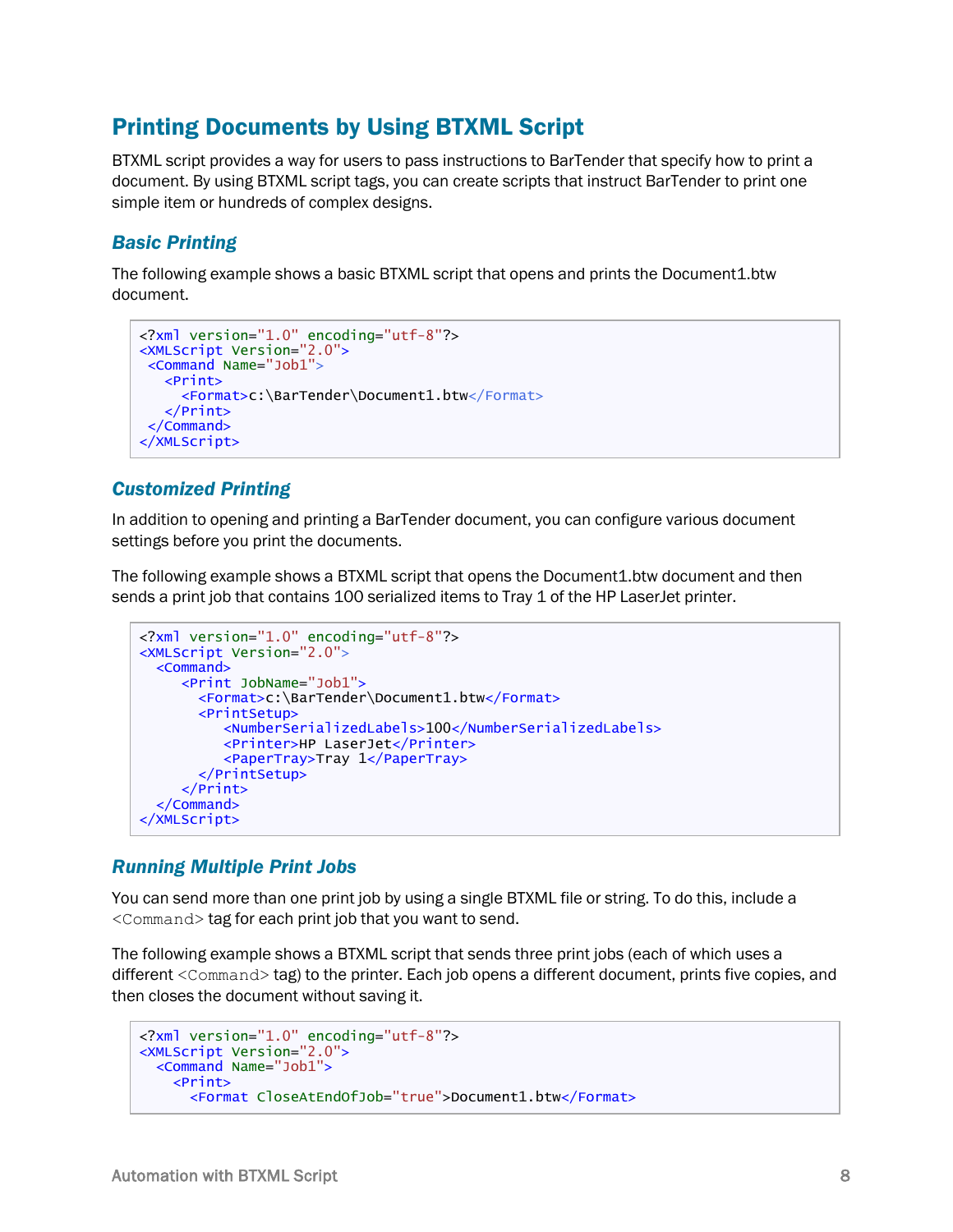## Printing Documents by Using BTXML Script

BTXML script provides a way for users to pass instructions to BarTender that specify how to print a document. By using BTXML script tags, you can create scripts that instruct BarTender to print one simple item or hundreds of complex designs.

### *Basic Printing*

The following example shows a basic BTXML script that opens and prints the Document1.btw document.

```
<?xml version="1.0" encoding="utf-8"?>
<XMLScript Version="2.0">
 <Command Name="Job1">
   <Print>
     <Format>c:\BarTender\Document1.btw</Format>
   </Print>
 </Command>
</XMLScript>
```

### *Customized Printing*

In addition to opening and printing a BarTender document, you can configure various document settings before you print the documents.

The following example shows a BTXML script that opens the Document1.btw document and then sends a print job that contains 100 serialized items to Tray 1 of the HP LaserJet printer.

```
<?xml version="1.0" encoding="utf-8"?>
<XMLScript Version="2.0">
  <Command>
     <Print JobName="Job1">
       <Format>c:\BarTender\Document1.btw</Format>
       <PrintSetup>
          <NumberSerializedLabels>100</NumberSerializedLabels>
          <Printer>HP LaserJet</Printer>
          <PaperTray>Tray 1</PaperTray>
       </PrintSetup>
     </Print>
  </Command>
</XMLScript>
```

### *Running Multiple Print Jobs*

You can send more than one print job by using a single BTXML file or string. To do this, include a `<Command>` tag for each print job that you want to send.

The following example shows a BTXML script that sends three print jobs (each of which uses a different `<Command>` tag) to the printer. Each job opens a different document, prints five copies, and then closes the document without saving it.

```
<?xml version="1.0" encoding="utf-8"?>
<XMLScript Version="2.0">
  <Command Name="Job1">
    <Print>
      <Format CloseAtEndOfJob="true">Document1.btw</Format>
```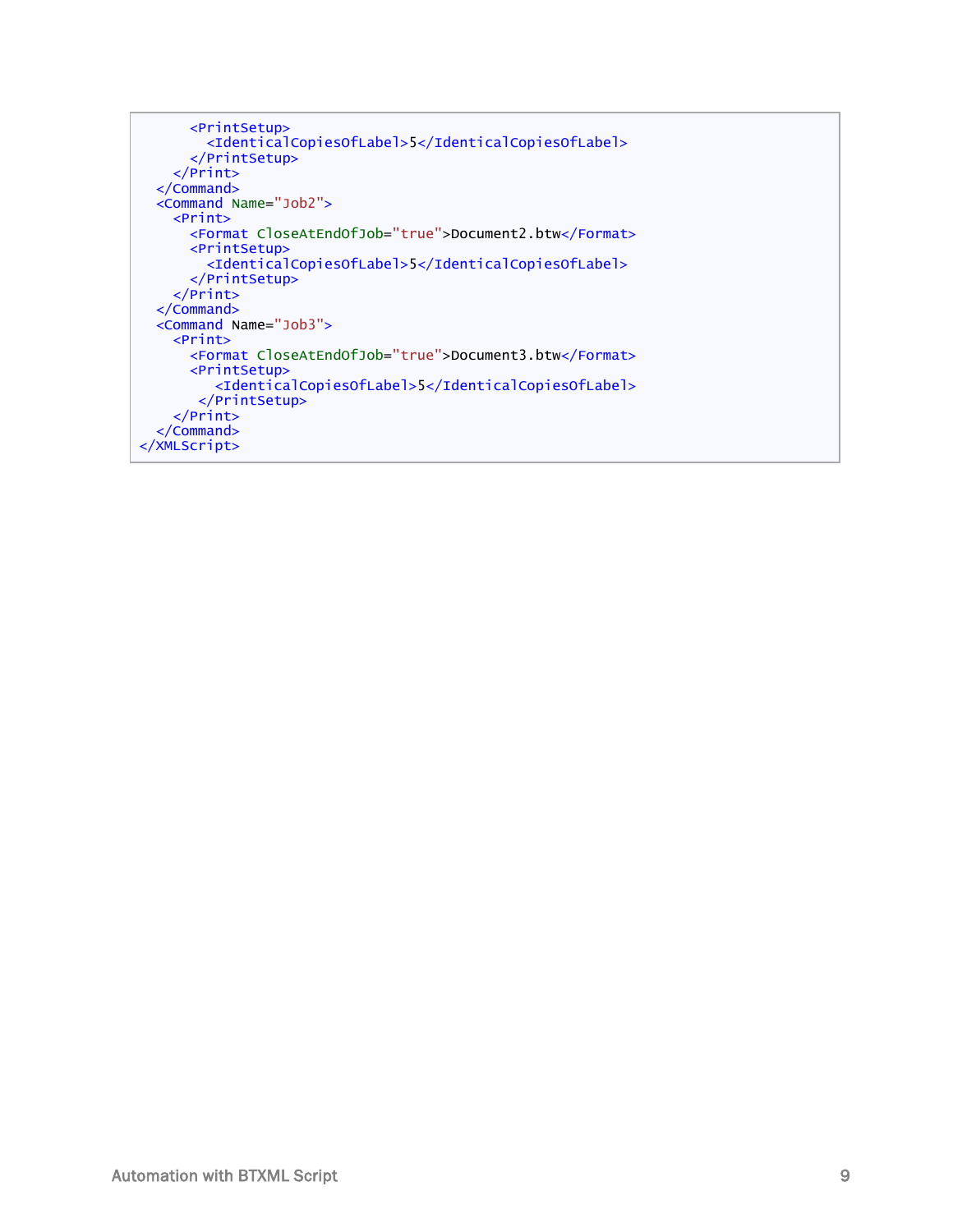```
      <PrintSetup>
        <IdenticalCopiesOfLabel>5</IdenticalCopiesOfLabel>
      </PrintSetup>
    </Print>
  </Command>
  <Command Name="Job2">
    <Print>
      <Format CloseAtEndOfJob="true">Document2.btw</Format>
      <PrintSetup>
        <IdenticalCopiesOfLabel>5</IdenticalCopiesOfLabel>
      </PrintSetup>
    </Print>
  </Command>
  <Command Name="Job3">
    <Print>
      <Format CloseAtEndOfJob="true">Document3.btw</Format>
      <PrintSetup>
         <IdenticalCopiesOfLabel>5</IdenticalCopiesOfLabel>
       </PrintSetup>
    </Print>
  </Command>
</XMLScript>
```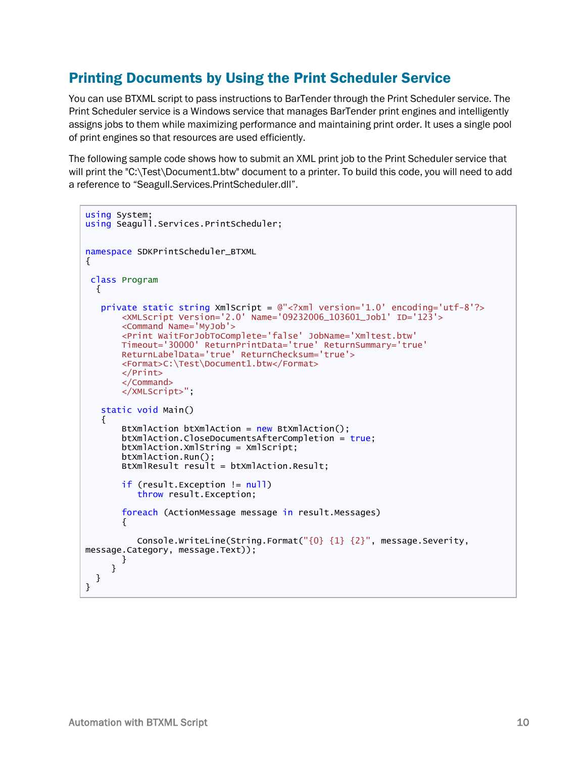## Printing Documents by Using the Print Scheduler Service

You can use BTXML script to pass instructions to BarTender through the Print Scheduler service. The Print Scheduler service is a Windows service that manages BarTender print engines and intelligently assigns jobs to them while maximizing performance and maintaining print order. It uses a single pool of print engines so that resources are used efficiently.

The following sample code shows how to submit an XML print job to the Print Scheduler service that will print the "C:\Test\Document1.btw" document to a printer. To build this code, you will need to add a reference to "Seagull.Services.PrintScheduler.dll".

```
using System;
using Seagull.Services.PrintScheduler;


namespace SDKPrintScheduler_BTXML
{

 class Program
  {

   private static string XmlScript = @"<?xml version='1.0' encoding='utf-8'?>
       <XMLScript Version='2.0' Name='09232006_103601_Job1' ID='123'>
       <Command Name='MyJob'>
       <Print WaitForJobToComplete='false' JobName='Xmltest.btw'
       Timeout='30000' ReturnPrintData='true' ReturnSummary='true'
       ReturnLabelData='true' ReturnChecksum='true'>
       <Format>C:\Test\Document1.btw</Format>
       </Print>
       </Command>
       </XMLScript>";

   static void Main()
   {
       BtXmlAction btXmlAction = new BtXmlAction();
       btXmlAction.CloseDocumentsAfterCompletion = true;
       btXmlAction.XmlString = XmlScript;
       btXmlAction.Run();
       BtXmlResult result = btXmlAction.Result;

       if (result.Exception != null)
          throw result.Exception;

       foreach (ActionMessage message in result.Messages)
       {

          Console.WriteLine(String.Format("{0} {1} {2}", message.Severity,
message.Category, message.Text));
       }
     }
  }
}
```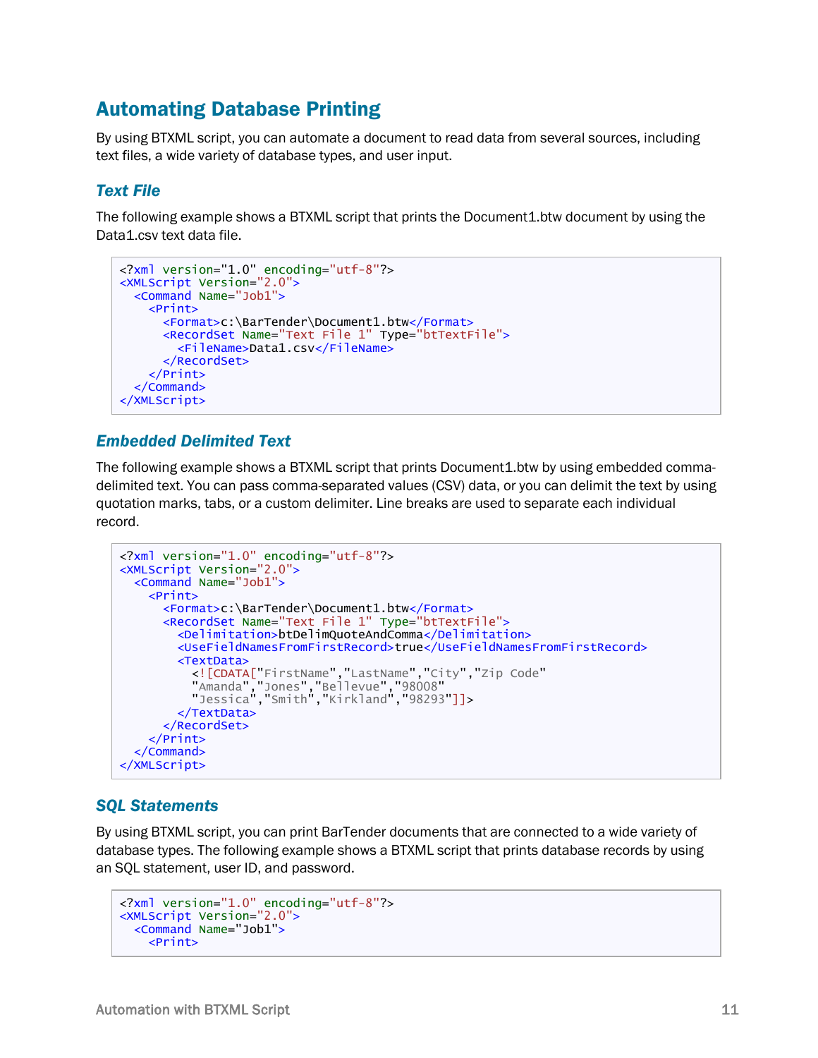## Automating Database Printing

By using BTXML script, you can automate a document to read data from several sources, including text files, a wide variety of database types, and user input.

### Text File

The following example shows a BTXML script that prints the Document1.btw document by using the Data1.csv text data file.

```
<?xml version="1.0" encoding="utf-8"?>
<XMLScript Version="2.0">
  <Command Name="Job1">
    <Print>
      <Format>c:\BarTender\Document1.btw</Format>
      <RecordSet Name="Text File 1" Type="btTextFile">
        <FileName>Data1.csv</FileName>
      </RecordSet>
    </Print>
  </Command>
</XMLScript>
```

### Embedded Delimited Text

The following example shows a BTXML script that prints Document1.btw by using embedded comma-delimited text. You can pass comma-separated values (CSV) data, or you can delimit the text by using quotation marks, tabs, or a custom delimiter. Line breaks are used to separate each individual record.

```
<?xml version="1.0" encoding="utf-8"?>
<XMLScript Version="2.0">
  <Command Name="Job1">
    <Print>
      <Format>c:\BarTender\Document1.btw</Format>
      <RecordSet Name="Text File 1" Type="btTextFile">
        <Delimitation>btDelimQuoteAndComma</Delimitation>
        <UseFieldNamesFromFirstRecord>true</UseFieldNamesFromFirstRecord>
        <TextData>
          <![CDATA["FirstName","LastName","City","Zip Code"
          "Amanda","Jones","Bellevue","98008"
          "Jessica","Smith","Kirkland","98293"]]>
        </TextData>
      </RecordSet>
    </Print>
  </Command>
</XMLScript>
```

### SQL Statements

By using BTXML script, you can print BarTender documents that are connected to a wide variety of database types. The following example shows a BTXML script that prints database records by using an SQL statement, user ID, and password.

```
<?xml version="1.0" encoding="utf-8"?>
<XMLScript Version="2.0">
  <Command Name="Job1">
    <Print>
```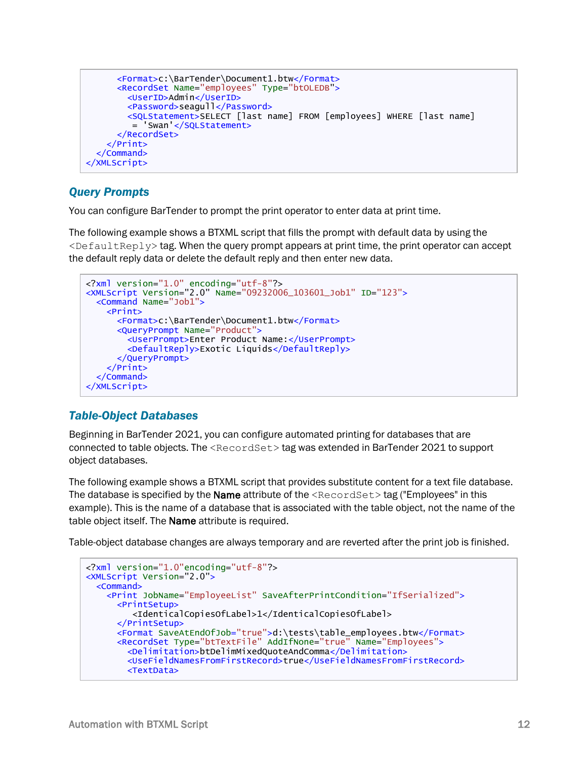```
      <Format>c:\BarTender\Document1.btw</Format>
      <RecordSet Name="employees" Type="btOLEDB">
        <UserID>Admin</UserID>
        <Password>seagull</Password>
        <SQLStatement>SELECT [last name] FROM [employees] WHERE [last name]
         = 'Swan'</SQLStatement>
      </RecordSet>
    </Print>
  </Command>
</XMLScript>
```

### Query Prompts

You can configure BarTender to prompt the print operator to enter data at print time.

The following example shows a BTXML script that fills the prompt with default data by using the `<DefaultReply>` tag. When the query prompt appears at print time, the print operator can accept the default reply data or delete the default reply and then enter new data.

```
<?xml version="1.0" encoding="utf-8"?>
<XMLScript Version="2.0" Name="09232006_103601_Job1" ID="123">
  <Command Name="Job1">
    <Print>
      <Format>c:\BarTender\Document1.btw</Format>
      <QueryPrompt Name="Product">
        <UserPrompt>Enter Product Name:</UserPrompt>
        <DefaultReply>Exotic Liquids</DefaultReply>
      </QueryPrompt>
    </Print>
  </Command>
</XMLScript>
```

### Table-Object Databases

Beginning in BarTender 2021, you can configure automated printing for databases that are connected to table objects. The `<RecordSet>` tag was extended in BarTender 2021 to support object databases.

The following example shows a BTXML script that provides substitute content for a text file database. The database is specified by the **Name** attribute of the `<RecordSet>` tag ("Employees" in this example). This is the name of a database that is associated with the table object, not the name of the table object itself. The **Name** attribute is required.

Table-object database changes are always temporary and are reverted after the print job is finished.

```
<?xml version="1.0"encoding="utf-8"?>
<XMLScript Version="2.0">
  <Command>
    <Print JobName="EmployeeList" SaveAfterPrintCondition="IfSerialized">
      <PrintSetup>
         <IdenticalCopiesOfLabel>1</IdenticalCopiesOfLabel>
      </PrintSetup>
      <Format SaveAtEndOfJob="true">d:\tests\table_employees.btw</Format>
      <RecordSet Type="btTextFile" AddIfNone="true" Name="Employees">
        <Delimitation>btDelimMixedQuoteAndComma</Delimitation>
        <UseFieldNamesFromFirstRecord>true</UseFieldNamesFromFirstRecord>
        <TextData>
```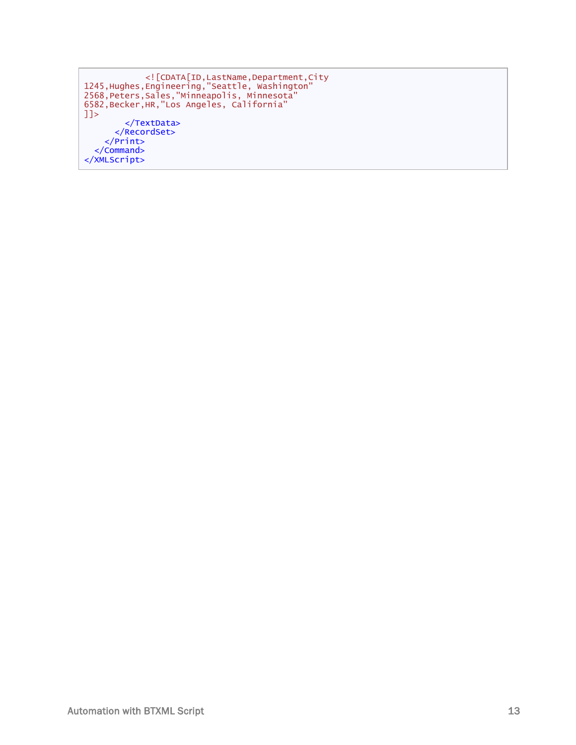```
            <![CDATA[ID,LastName,Department,City
1245,Hughes,Engineering,"Seattle, Washington"
2568,Peters,Sales,"Minneapolis, Minnesota"
6582,Becker,HR,"Los Angeles, California"
]]>
        </TextData>
      </RecordSet>
    </Print>
  </Command>
</XMLScript>
```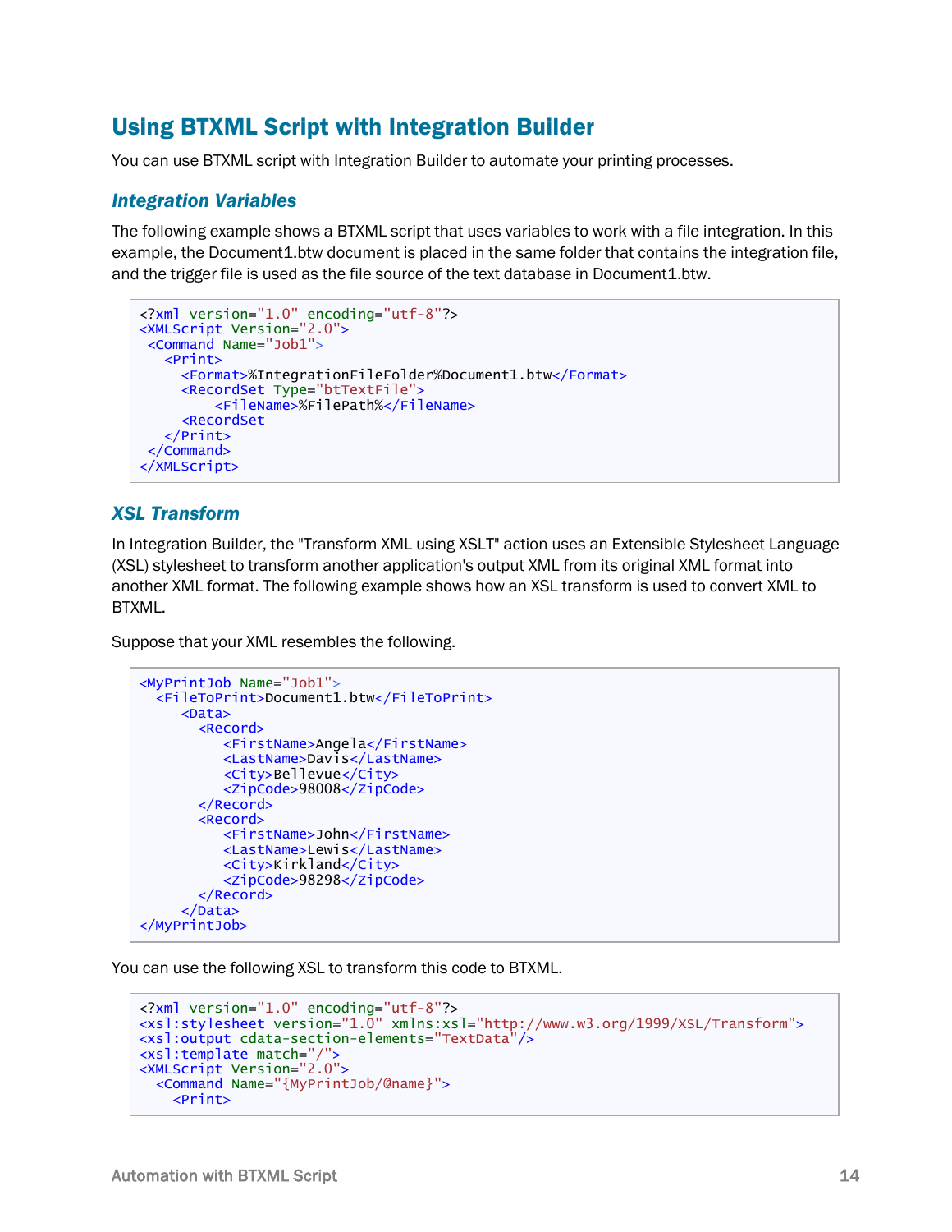# Using BTXML Script with Integration Builder

You can use BTXML script with Integration Builder to automate your printing processes.

## Integration Variables

The following example shows a BTXML script that uses variables to work with a file integration. In this example, the Document1.btw document is placed in the same folder that contains the integration file, and the trigger file is used as the file source of the text database in Document1.btw.

```
<?xml version="1.0" encoding="utf-8"?>
<XMLScript Version="2.0">
 <Command Name="Job1">
   <Print>
     <Format>%IntegrationFileFolder%Document1.btw</Format>
     <RecordSet Type="btTextFile">
         <FileName>%FilePath%</FileName>
     <RecordSet
   </Print>
 </Command>
</XMLScript>
```

## XSL Transform

In Integration Builder, the "Transform XML using XSLT" action uses an Extensible Stylesheet Language (XSL) stylesheet to transform another application's output XML from its original XML format into another XML format. The following example shows how an XSL transform is used to convert XML to BTXML.

Suppose that your XML resembles the following.

```
<MyPrintJob Name="Job1">
  <FileToPrint>Document1.btw</FileToPrint>
     <Data>
       <Record>
          <FirstName>Angela</FirstName>
          <LastName>Davis</LastName>
          <City>Bellevue</City>
          <ZipCode>98008</ZipCode>
       </Record>
       <Record>
          <FirstName>John</FirstName>
          <LastName>Lewis</LastName>
          <City>Kirkland</City>
          <ZipCode>98298</ZipCode>
       </Record>
     </Data>
</MyPrintJob>
```

You can use the following XSL to transform this code to BTXML.

```
<?xml version="1.0" encoding="utf-8"?>
<xsl:stylesheet version="1.0" xmlns:xsl="http://www.w3.org/1999/XSL/Transform">
<xsl:output cdata-section-elements="TextData"/>
<xsl:template match="/">
<XMLScript Version="2.0">
  <Command Name="{MyPrintJob/@name}">
    <Print>
```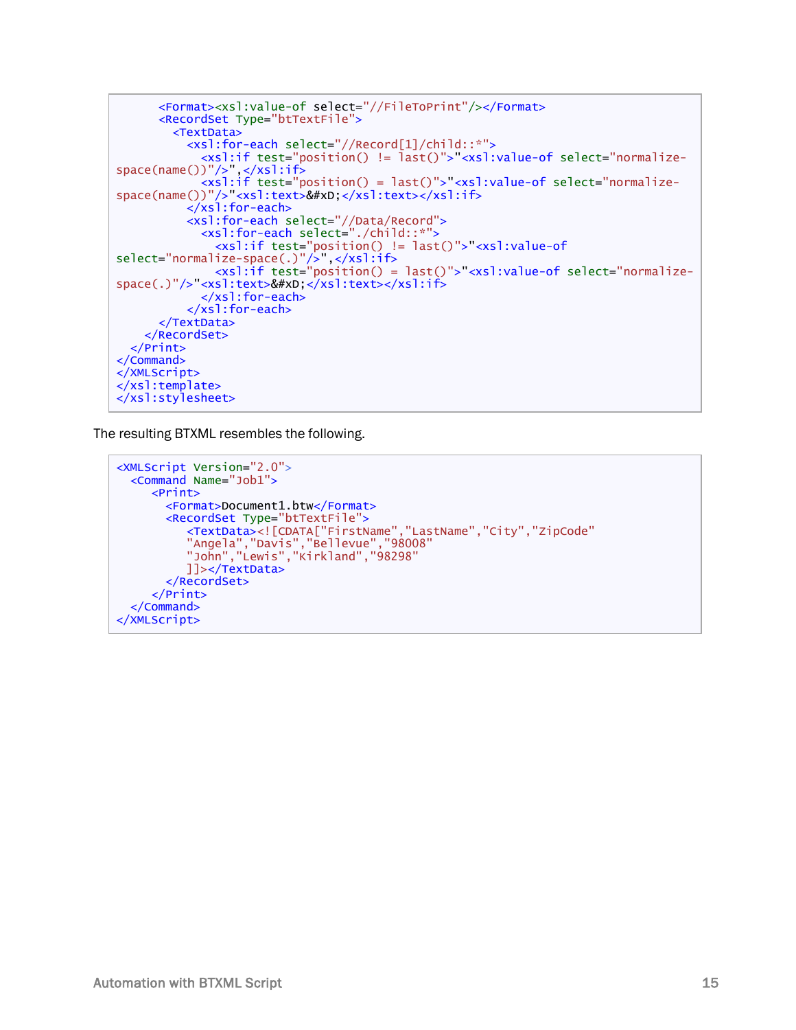```
      <Format><xsl:value-of select="//FileToPrint"/></Format>
      <RecordSet Type="btTextFile">
        <TextData>
          <xsl:for-each select="//Record[1]/child::*">
            <xsl:if test="position() != last()">"<xsl:value-of select="normalize-
space(name())"/>",</xsl:if>
            <xsl:if test="position() = last()">"<xsl:value-of select="normalize-
space(name())"/>"<xsl:text>&#xD;</xsl:text></xsl:if>
          </xsl:for-each>
          <xsl:for-each select="//Data/Record">
            <xsl:for-each select="./child::*">
              <xsl:if test="position() != last()">"<xsl:value-of
select="normalize-space(.)"/>",</xsl:if>
              <xsl:if test="position() = last()">"<xsl:value-of select="normalize-
space(.)"/>"<xsl:text>&#xD;</xsl:text></xsl:if>
            </xsl:for-each>
          </xsl:for-each>
      </TextData>
    </RecordSet>
  </Print>
</Command>
</XMLScript>
</xsl:template>
</xsl:stylesheet>
```

The resulting BTXML resembles the following.

```
<XMLScript Version="2.0">
  <Command Name="Job1">
     <Print>
       <Format>Document1.btw</Format>
       <RecordSet Type="btTextFile">
          <TextData><![CDATA["FirstName","LastName","City","ZipCode"
          "Angela","Davis","Bellevue","98008"
          "John","Lewis","Kirkland","98298"
          ]]></TextData>
       </RecordSet>
     </Print>
  </Command>
</XMLScript>
```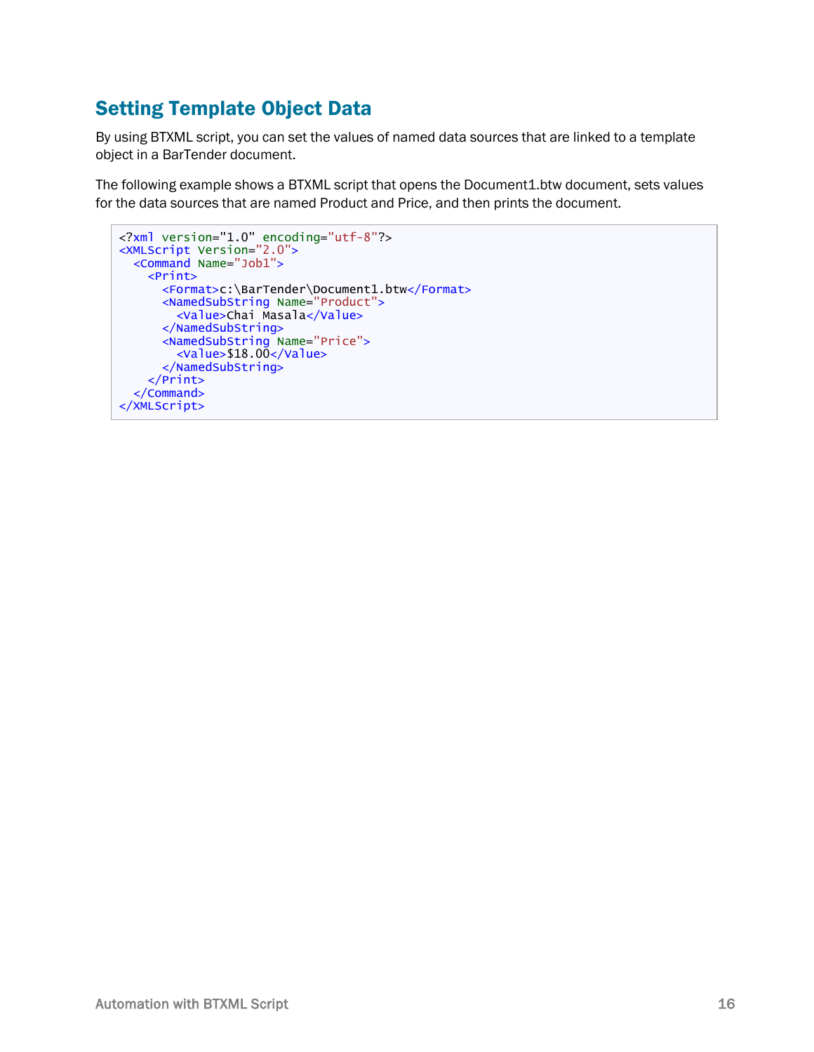## Setting Template Object Data

By using BTXML script, you can set the values of named data sources that are linked to a template object in a BarTender document.

The following example shows a BTXML script that opens the Document1.btw document, sets values for the data sources that are named Product and Price, and then prints the document.

```
<?xml version="1.0" encoding="utf-8"?>
<XMLScript Version="2.0">
  <Command Name="Job1">
    <Print>
      <Format>c:\BarTender\Document1.btw</Format>
      <NamedSubString Name="Product">
        <Value>Chai Masala</Value>
      </NamedSubString>
      <NamedSubString Name="Price">
        <Value>$18.00</Value>
      </NamedSubString>
    </Print>
  </Command>
</XMLScript>
```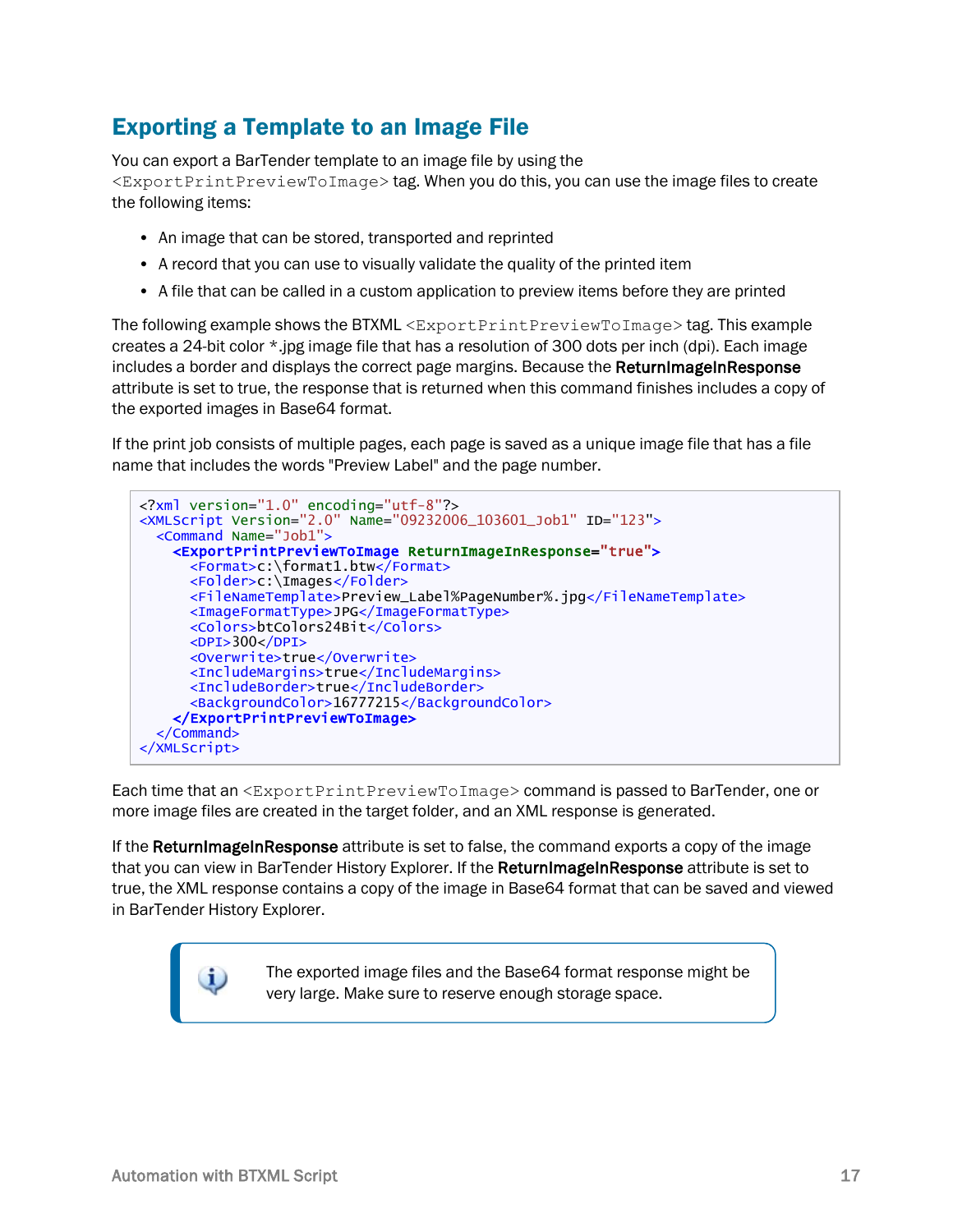## Exporting a Template to an Image File

You can export a BarTender template to an image file by using the `<ExportPrintPreviewToImage>` tag. When you do this, you can use the image files to create the following items:

- An image that can be stored, transported and reprinted
- A record that you can use to visually validate the quality of the printed item
- A file that can be called in a custom application to preview items before they are printed

The following example shows the BTXML `<ExportPrintPreviewToImage>` tag. This example creates a 24-bit color *.jpg image file that has a resolution of 300 dots per inch (dpi). Each image includes a border and displays the correct page margins. Because the **ReturnImageInResponse** attribute is set to true, the response that is returned when this command finishes includes a copy of the exported images in Base64 format.

If the print job consists of multiple pages, each page is saved as a unique image file that has a file name that includes the words "Preview Label" and the page number.

```
<?xml version="1.0" encoding="utf-8"?>
<XMLScript Version="2.0" Name="09232006_103601_Job1" ID="123">
  <Command Name="Job1">
    <ExportPrintPreviewToImage ReturnImageInResponse="true">
      <Format>c:\format1.btw</Format>
      <Folder>c:\Images</Folder>
      <FileNameTemplate>Preview_Label%PageNumber%.jpg</FileNameTemplate>
      <ImageFormatType>JPG</ImageFormatType>
      <Colors>btColors24Bit</Colors>
      <DPI>300</DPI>
      <Overwrite>true</Overwrite>
      <IncludeMargins>true</IncludeMargins>
      <IncludeBorder>true</IncludeBorder>
      <BackgroundColor>16777215</BackgroundColor>
    </ExportPrintPreviewToImage>
  </Command>
</XMLScript>
```

Each time that an `<ExportPrintPreviewToImage>` command is passed to BarTender, one or more image files are created in the target folder, and an XML response is generated.

If the **ReturnImageInResponse** attribute is set to false, the command exports a copy of the image that you can view in BarTender History Explorer. If the **ReturnImageInResponse** attribute is set to true, the XML response contains a copy of the image in Base64 format that can be saved and viewed in BarTender History Explorer.

> The exported image files and the Base64 format response might be very large. Make sure to reserve enough storage space.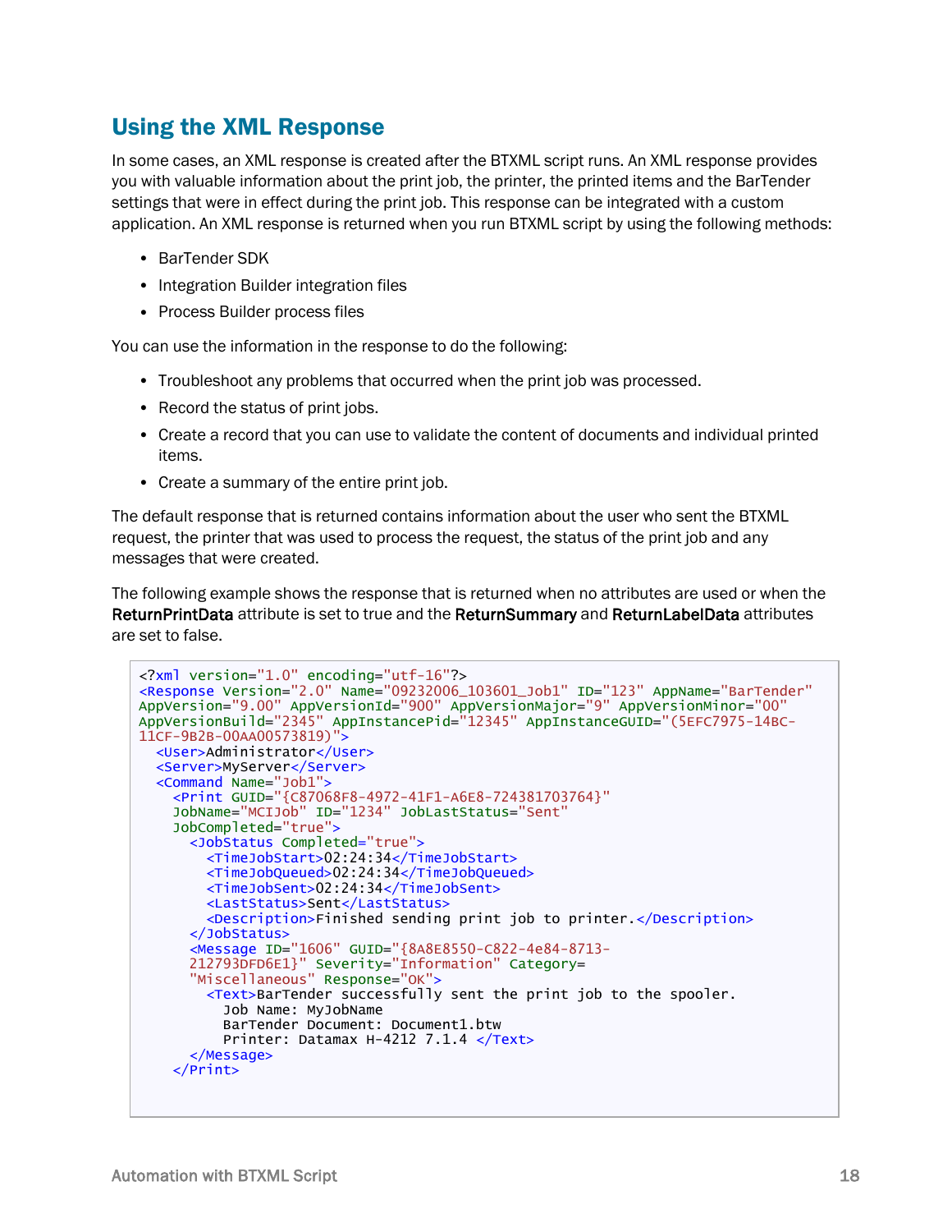## Using the XML Response

In some cases, an XML response is created after the BTXML script runs. An XML response provides you with valuable information about the print job, the printer, the printed items and the BarTender settings that were in effect during the print job. This response can be integrated with a custom application. An XML response is returned when you run BTXML script by using the following methods:

- BarTender SDK
- Integration Builder integration files
- Process Builder process files

You can use the information in the response to do the following:

- Troubleshoot any problems that occurred when the print job was processed.
- Record the status of print jobs.
- Create a record that you can use to validate the content of documents and individual printed items.
- Create a summary of the entire print job.

The default response that is returned contains information about the user who sent the BTXML request, the printer that was used to process the request, the status of the print job and any messages that were created.

The following example shows the response that is returned when no attributes are used or when the **ReturnPrintData** attribute is set to true and the **ReturnSummary** and **ReturnLabelData** attributes are set to false.

```
<?xml version="1.0" encoding="utf-16"?>
<Response Version="2.0" Name="09232006_103601_Job1" ID="123" AppName="BarTender"
AppVersion="9.00" AppVersionId="900" AppVersionMajor="9" AppVersionMinor="00"
AppVersionBuild="2345" AppInstancePid="12345" AppInstanceGUID="(5EFC7975-14BC-
11CF-9B2B-00AA00573819)">
  <User>Administrator</User>
  <Server>MyServer</Server>
  <Command Name="Job1">
    <Print GUID="{C87068F8-4972-41F1-A6E8-724381703764}"
    JobName="MCIJob" ID="1234" JobLastStatus="Sent"
    JobCompleted="true">
      <JobStatus Completed="true">
        <TimeJobStart>02:24:34</TimeJobStart>
        <TimeJobQueued>02:24:34</TimeJobQueued>
        <TimeJobSent>02:24:34</TimeJobSent>
        <LastStatus>Sent</LastStatus>
        <Description>Finished sending print job to printer.</Description>
      </JobStatus>
      <Message ID="1606" GUID="{8A8E8550-C822-4e84-8713-
      212793DFD6E1}" Severity="Information" Category=
      "Miscellaneous" Response="OK">
        <Text>BarTender successfully sent the print job to the spooler.
          Job Name: MyJobName
          BarTender Document: Document1.btw
          Printer: Datamax H-4212 7.1.4 </Text>
      </Message>
    </Print>
```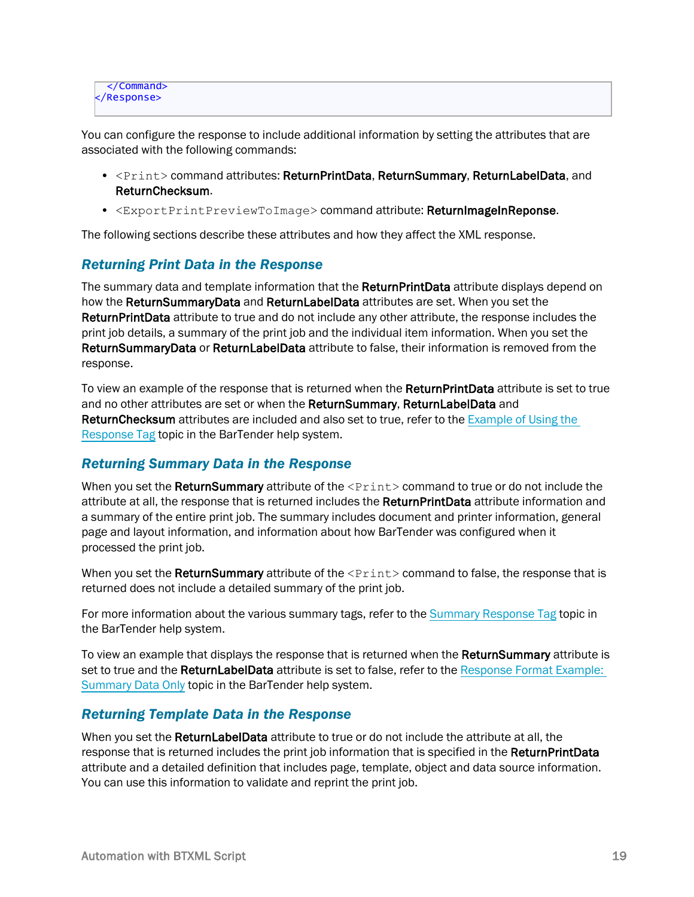```
  </Command>
</Response>
```

You can configure the response to include additional information by setting the attributes that are associated with the following commands:

- `<Print>` command attributes: **ReturnPrintData**, **ReturnSummary**, **ReturnLabelData**, and **ReturnChecksum**.
- `<ExportPrintPreviewToImage>` command attribute: **ReturnImageInReponse**.

The following sections describe these attributes and how they affect the XML response.

### Returning Print Data in the Response

The summary data and template information that the **ReturnPrintData** attribute displays depend on how the **ReturnSummaryData** and **ReturnLabelData** attributes are set. When you set the **ReturnPrintData** attribute to true and do not include any other attribute, the response includes the print job details, a summary of the print job and the individual item information. When you set the **ReturnSummaryData** or **ReturnLabelData** attribute to false, their information is removed from the response.

To view an example of the response that is returned when the **ReturnPrintData** attribute is set to true and no other attributes are set or when the **ReturnSummary**, **ReturnLabelData** and **ReturnChecksum** attributes are included and also set to true, refer to the Example of Using the Response Tag topic in the BarTender help system.

### Returning Summary Data in the Response

When you set the **ReturnSummary** attribute of the `<Print>` command to true or do not include the attribute at all, the response that is returned includes the **ReturnPrintData** attribute information and a summary of the entire print job. The summary includes document and printer information, general page and layout information, and information about how BarTender was configured when it processed the print job.

When you set the **ReturnSummary** attribute of the `<Print>` command to false, the response that is returned does not include a detailed summary of the print job.

For more information about the various summary tags, refer to the Summary Response Tag topic in the BarTender help system.

To view an example that displays the response that is returned when the **ReturnSummary** attribute is set to true and the **ReturnLabelData** attribute is set to false, refer to the Response Format Example: Summary Data Only topic in the BarTender help system.

### Returning Template Data in the Response

When you set the **ReturnLabelData** attribute to true or do not include the attribute at all, the response that is returned includes the print job information that is specified in the **ReturnPrintData** attribute and a detailed definition that includes page, template, object and data source information. You can use this information to validate and reprint the print job.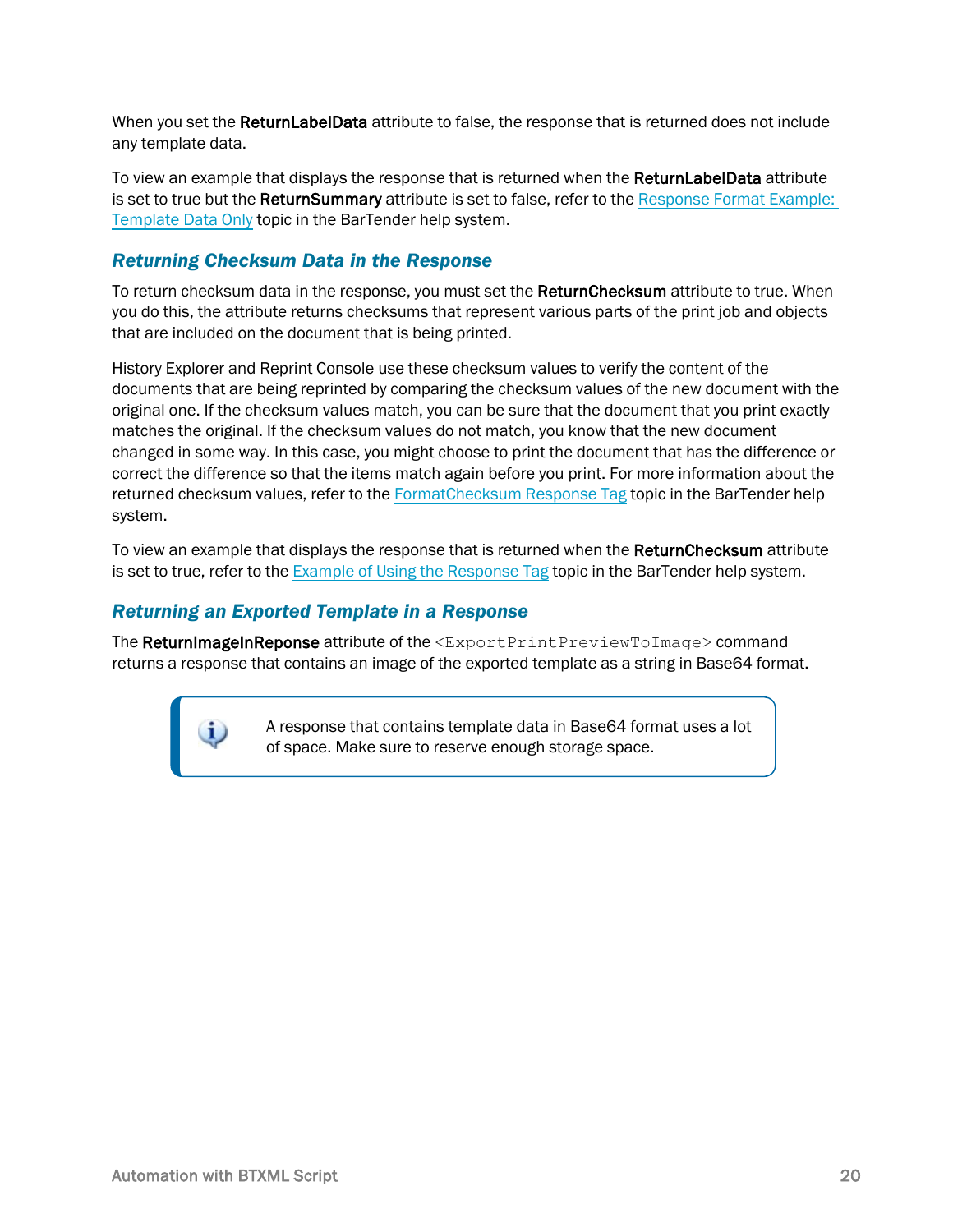When you set the **ReturnLabelData** attribute to false, the response that is returned does not include any template data.

To view an example that displays the response that is returned when the **ReturnLabelData** attribute is set to true but the **ReturnSummary** attribute is set to false, refer to the Response Format Example: Template Data Only topic in the BarTender help system.

### Returning Checksum Data in the Response

To return checksum data in the response, you must set the **ReturnChecksum** attribute to true. When you do this, the attribute returns checksums that represent various parts of the print job and objects that are included on the document that is being printed.

History Explorer and Reprint Console use these checksum values to verify the content of the documents that are being reprinted by comparing the checksum values of the new document with the original one. If the checksum values match, you can be sure that the document that you print exactly matches the original. If the checksum values do not match, you know that the new document changed in some way. In this case, you might choose to print the document that has the difference or correct the difference so that the items match again before you print. For more information about the returned checksum values, refer to the FormatChecksum Response Tag topic in the BarTender help system.

To view an example that displays the response that is returned when the **ReturnChecksum** attribute is set to true, refer to the Example of Using the Response Tag topic in the BarTender help system.

### Returning an Exported Template in a Response

The **ReturnImageInReponse** attribute of the `<ExportPrintPreviewToImage>` command returns a response that contains an image of the exported template as a string in Base64 format.

> A response that contains template data in Base64 format uses a lot of space. Make sure to reserve enough storage space.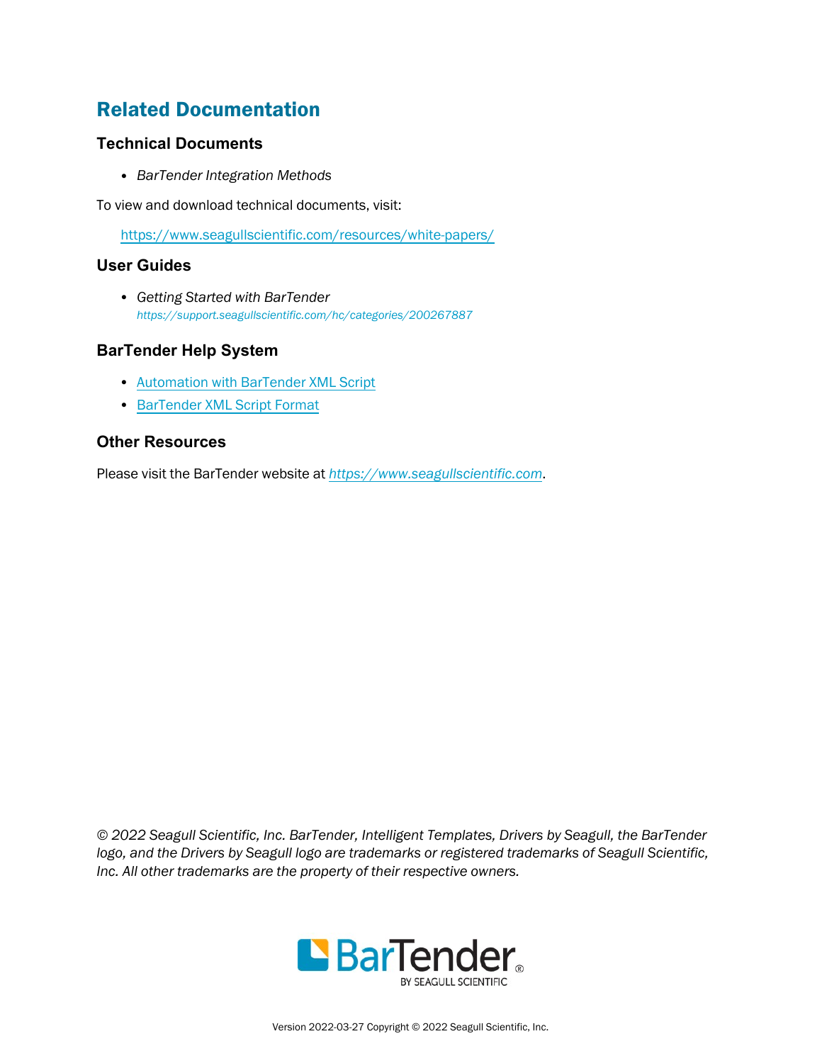## Related Documentation

### Technical Documents

- *BarTender Integration Methods*

To view and download technical documents, visit:

https://www.seagullscientific.com/resources/white-papers/

### User Guides

- *Getting Started with BarTender*
  *https://support.seagullscientific.com/hc/categories/200267887*

### BarTender Help System

- Automation with BarTender XML Script
- BarTender XML Script Format

### Other Resources

Please visit the BarTender website at *https://www.seagullscientific.com*.

*© 2022 Seagull Scientific, Inc. BarTender, Intelligent Templates, Drivers by Seagull, the BarTender logo, and the Drivers by Seagull logo are trademarks or registered trademarks of Seagull Scientific, Inc. All other trademarks are the property of their respective owners.*

BarTender® BY SEAGULL SCIENTIFIC

Version 2022-03-27 Copyright © 2022 Seagull Scientific, Inc.